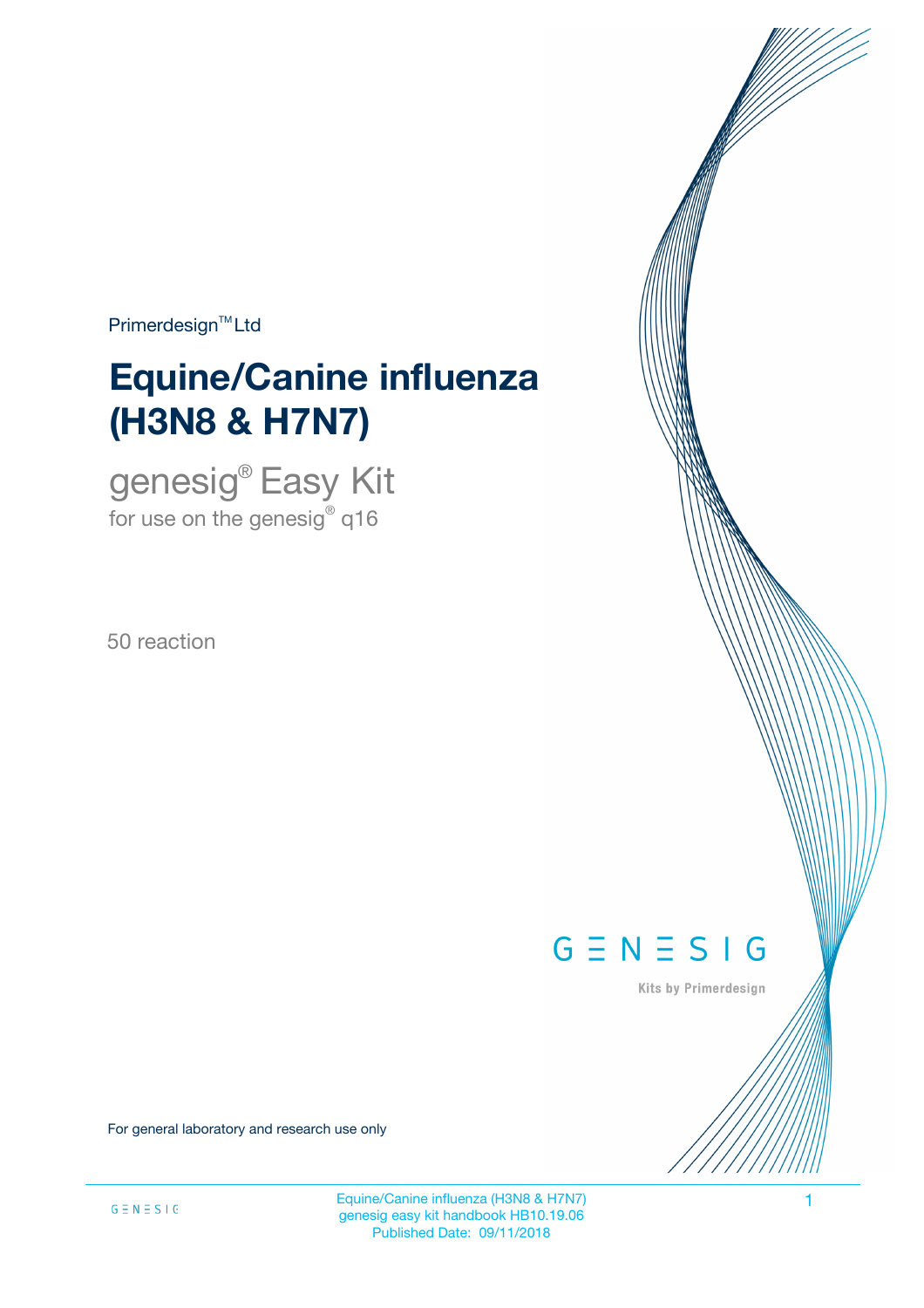Primerdesign™ Ltd

# Equine/Canine influenza (H3N8 & H7N7)

## genesig® Easy Kit

for use on the genesig® q16

50 reaction

GENESIG

Kits by Primerdesign

For general laboratory and research use only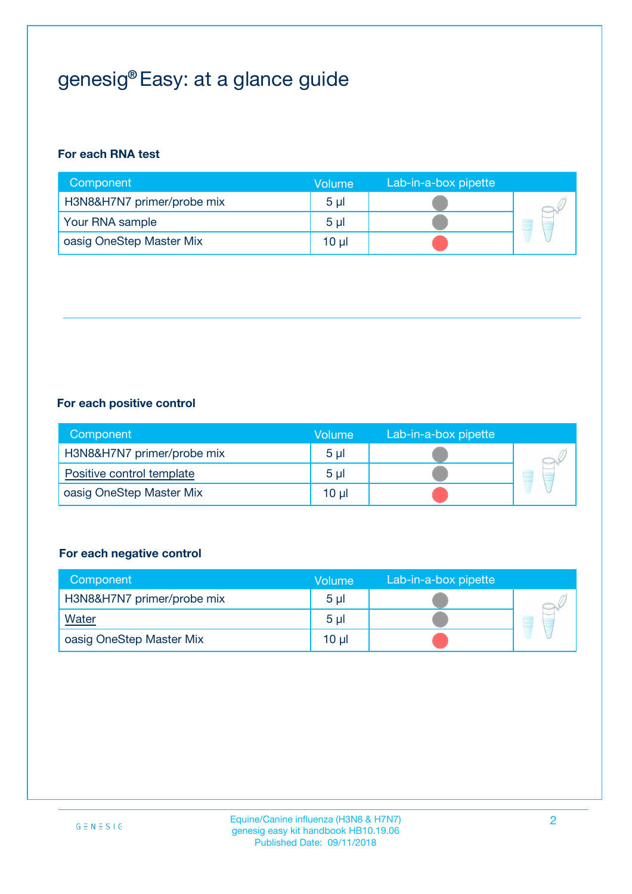# genesig® Easy: at a glance guide

**For each RNA test**

| Component | Volume | Lab-in-a-box pipette |
|---|---|---|
| H3N8&H7N7 primer/probe mix | 5 µl | |
| Your RNA sample | 5 µl | |
| oasig OneStep Master Mix | 10 µl | |

**For each positive control**

| Component | Volume | Lab-in-a-box pipette |
|---|---|---|
| H3N8&H7N7 primer/probe mix | 5 µl | |
| Positive control template | 5 µl | |
| oasig OneStep Master Mix | 10 µl | |

**For each negative control**

| Component | Volume | Lab-in-a-box pipette |
|---|---|---|
| H3N8&H7N7 primer/probe mix | 5 µl | |
| Water | 5 µl | |
| oasig OneStep Master Mix | 10 µl | |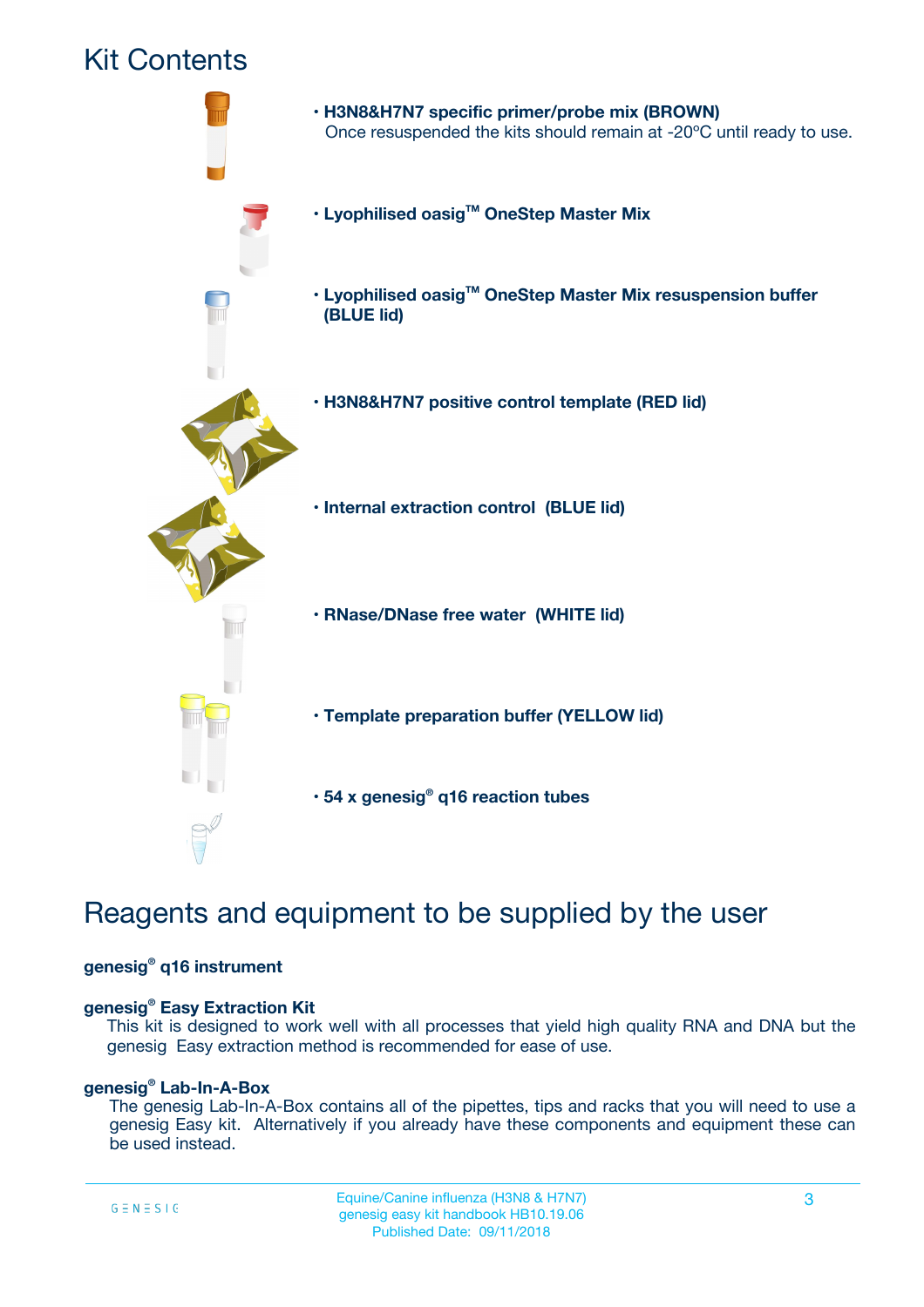# Kit Contents

- **H3N8&H7N7 specific primer/probe mix (BROWN)**
  Once resuspended the kits should remain at -20ºC until ready to use.
- **Lyophilised oasig™ OneStep Master Mix**
- **Lyophilised oasig™ OneStep Master Mix resuspension buffer (BLUE lid)**
- **H3N8&H7N7 positive control template (RED lid)**
- **Internal extraction control (BLUE lid)**
- **RNase/DNase free water (WHITE lid)**
- **Template preparation buffer (YELLOW lid)**
- **54 x genesig® q16 reaction tubes**

# Reagents and equipment to be supplied by the user

**genesig® q16 instrument**

**genesig® Easy Extraction Kit**
This kit is designed to work well with all processes that yield high quality RNA and DNA but the genesig Easy extraction method is recommended for ease of use.

**genesig® Lab-In-A-Box**
The genesig Lab-In-A-Box contains all of the pipettes, tips and racks that you will need to use a genesig Easy kit. Alternatively if you already have these components and equipment these can be used instead.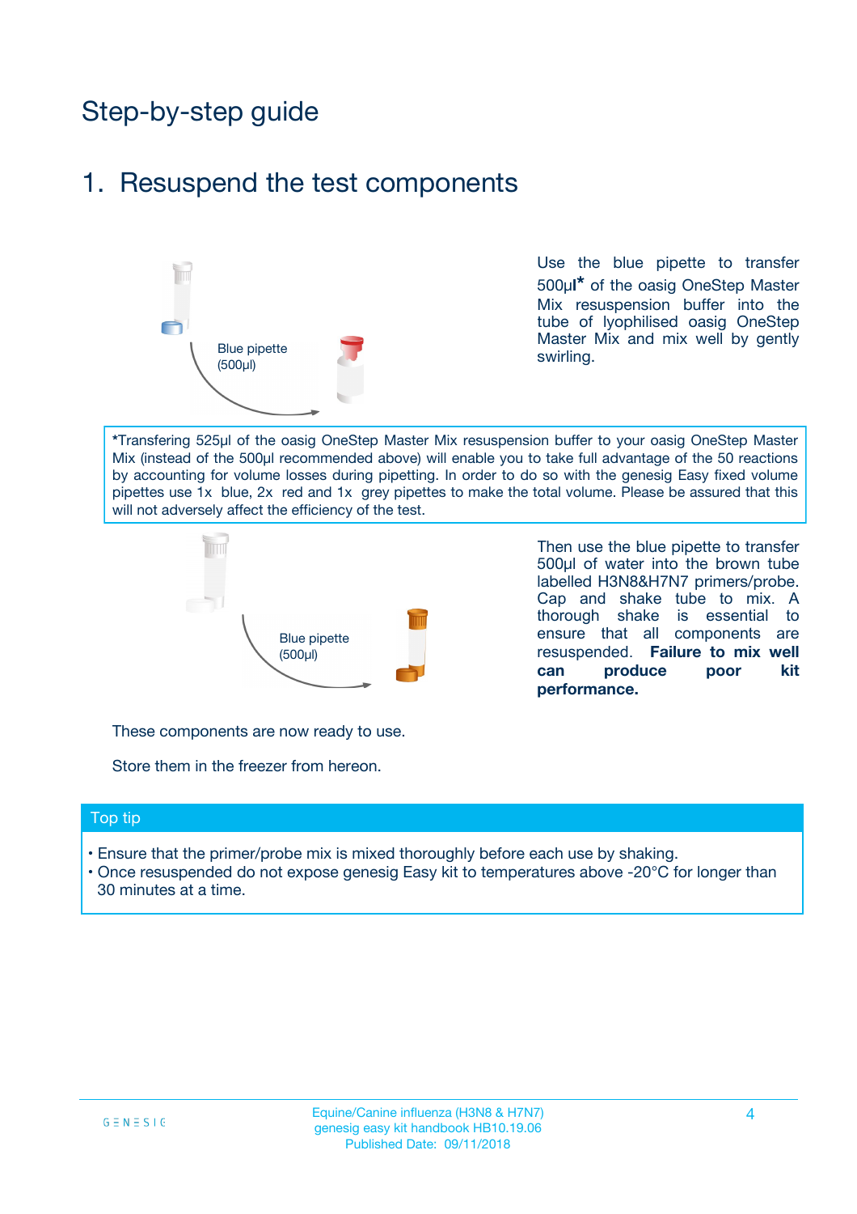# Step-by-step guide

## 1. Resuspend the test components

Blue pipette (500µl)

Use the blue pipette to transfer 500µl* of the oasig OneStep Master Mix resuspension buffer into the tube of lyophilised oasig OneStep Master Mix and mix well by gently swirling.

*Transfering 525µl of the oasig OneStep Master Mix resuspension buffer to your oasig OneStep Master Mix (instead of the 500µl recommended above) will enable you to take full advantage of the 50 reactions by accounting for volume losses during pipetting. In order to do so with the genesig Easy fixed volume pipettes use 1x blue, 2x red and 1x grey pipettes to make the total volume. Please be assured that this will not adversely affect the efficiency of the test.

Blue pipette (500µl)

Then use the blue pipette to transfer 500µl of water into the brown tube labelled H3N8&H7N7 primers/probe. Cap and shake tube to mix. A thorough shake is essential to ensure that all components are resuspended. **Failure to mix well can produce poor kit performance.**

These components are now ready to use.

Store them in the freezer from hereon.

### Top tip

- Ensure that the primer/probe mix is mixed thoroughly before each use by shaking.
- Once resuspended do not expose genesig Easy kit to temperatures above -20°C for longer than 30 minutes at a time.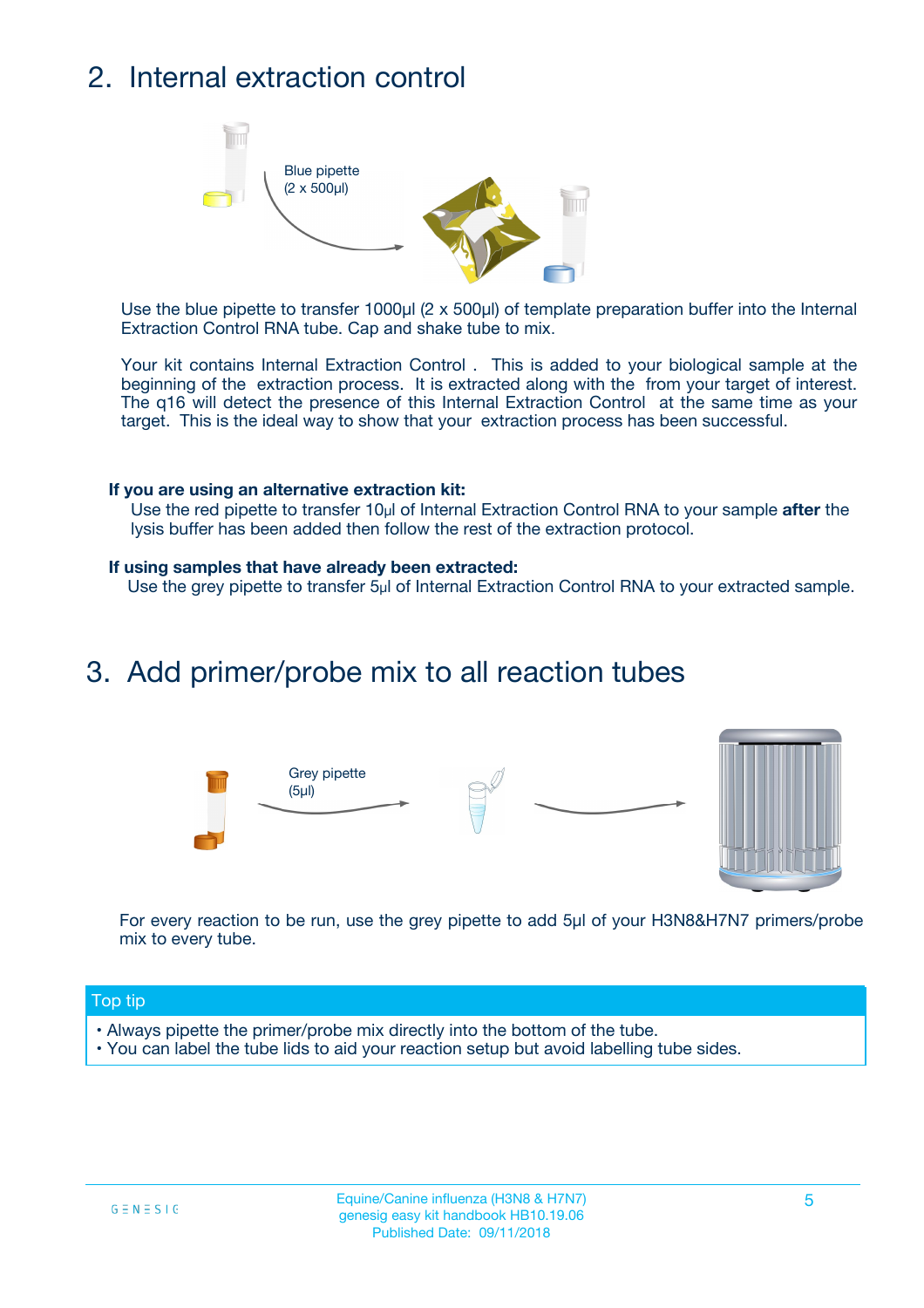## 2. Internal extraction control

Blue pipette (2 x 500µl)

Use the blue pipette to transfer 1000µl (2 x 500µl) of template preparation buffer into the Internal Extraction Control RNA tube. Cap and shake tube to mix.

Your kit contains Internal Extraction Control . This is added to your biological sample at the beginning of the extraction process. It is extracted along with the from your target of interest. The q16 will detect the presence of this Internal Extraction Control at the same time as your target. This is the ideal way to show that your extraction process has been successful.

**If you are using an alternative extraction kit:**

Use the red pipette to transfer 10µl of Internal Extraction Control RNA to your sample **after** the lysis buffer has been added then follow the rest of the extraction protocol.

**If using samples that have already been extracted:**

Use the grey pipette to transfer 5µl of Internal Extraction Control RNA to your extracted sample.

## 3. Add primer/probe mix to all reaction tubes

Grey pipette (5µl)

For every reaction to be run, use the grey pipette to add 5µl of your H3N8&H7N7 primers/probe mix to every tube.

**Top tip**

- Always pipette the primer/probe mix directly into the bottom of the tube.
- You can label the tube lids to aid your reaction setup but avoid labelling tube sides.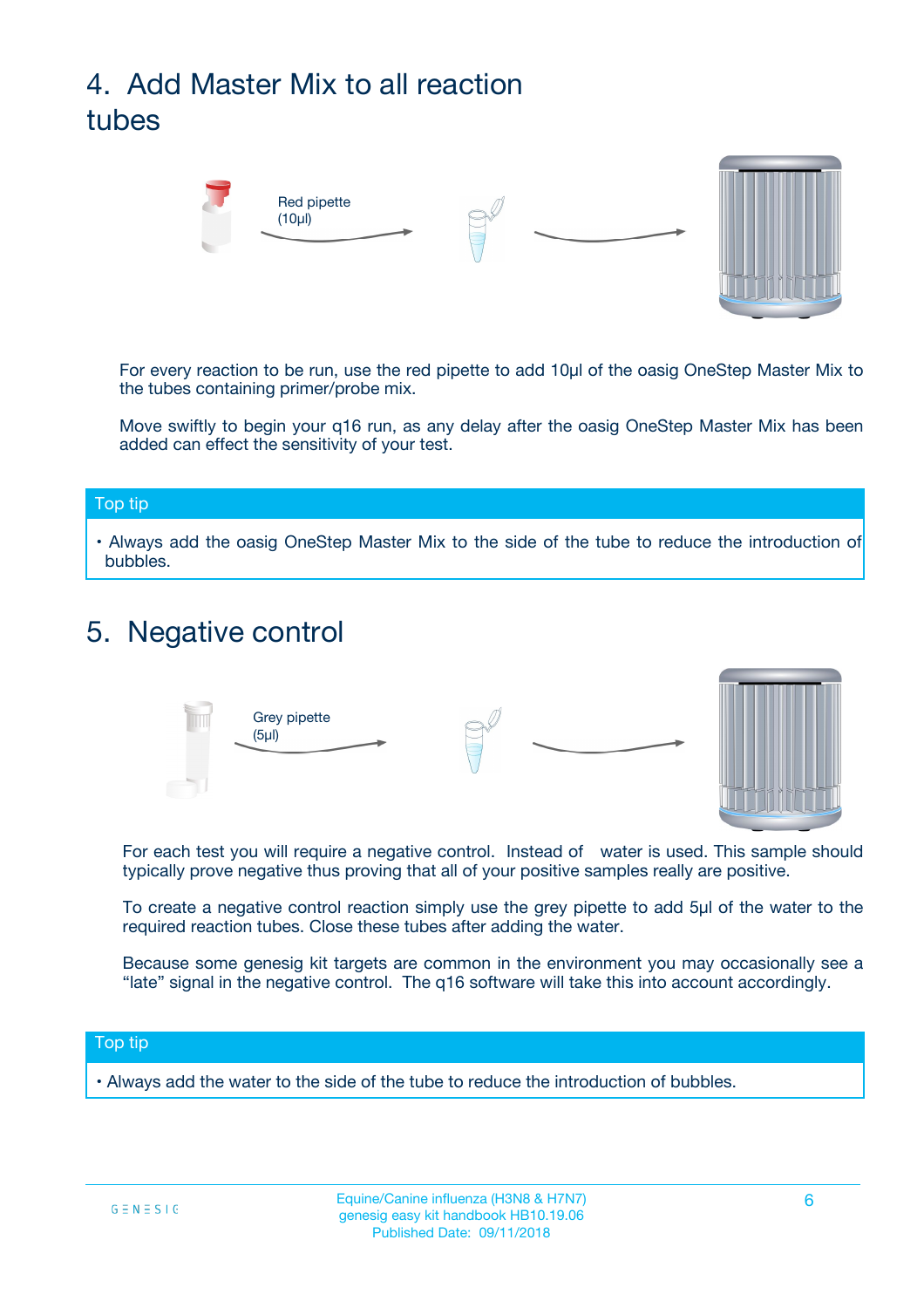## 4. Add Master Mix to all reaction tubes

Red pipette (10µl)

For every reaction to be run, use the red pipette to add 10µl of the oasig OneStep Master Mix to the tubes containing primer/probe mix.

Move swiftly to begin your q16 run, as any delay after the oasig OneStep Master Mix has been added can effect the sensitivity of your test.

**Top tip**

- Always add the oasig OneStep Master Mix to the side of the tube to reduce the introduction of bubbles.

## 5. Negative control

Grey pipette (5µl)

For each test you will require a negative control. Instead of water is used. This sample should typically prove negative thus proving that all of your positive samples really are positive.

To create a negative control reaction simply use the grey pipette to add 5µl of the water to the required reaction tubes. Close these tubes after adding the water.

Because some genesig kit targets are common in the environment you may occasionally see a "late" signal in the negative control. The q16 software will take this into account accordingly.

**Top tip**

- Always add the water to the side of the tube to reduce the introduction of bubbles.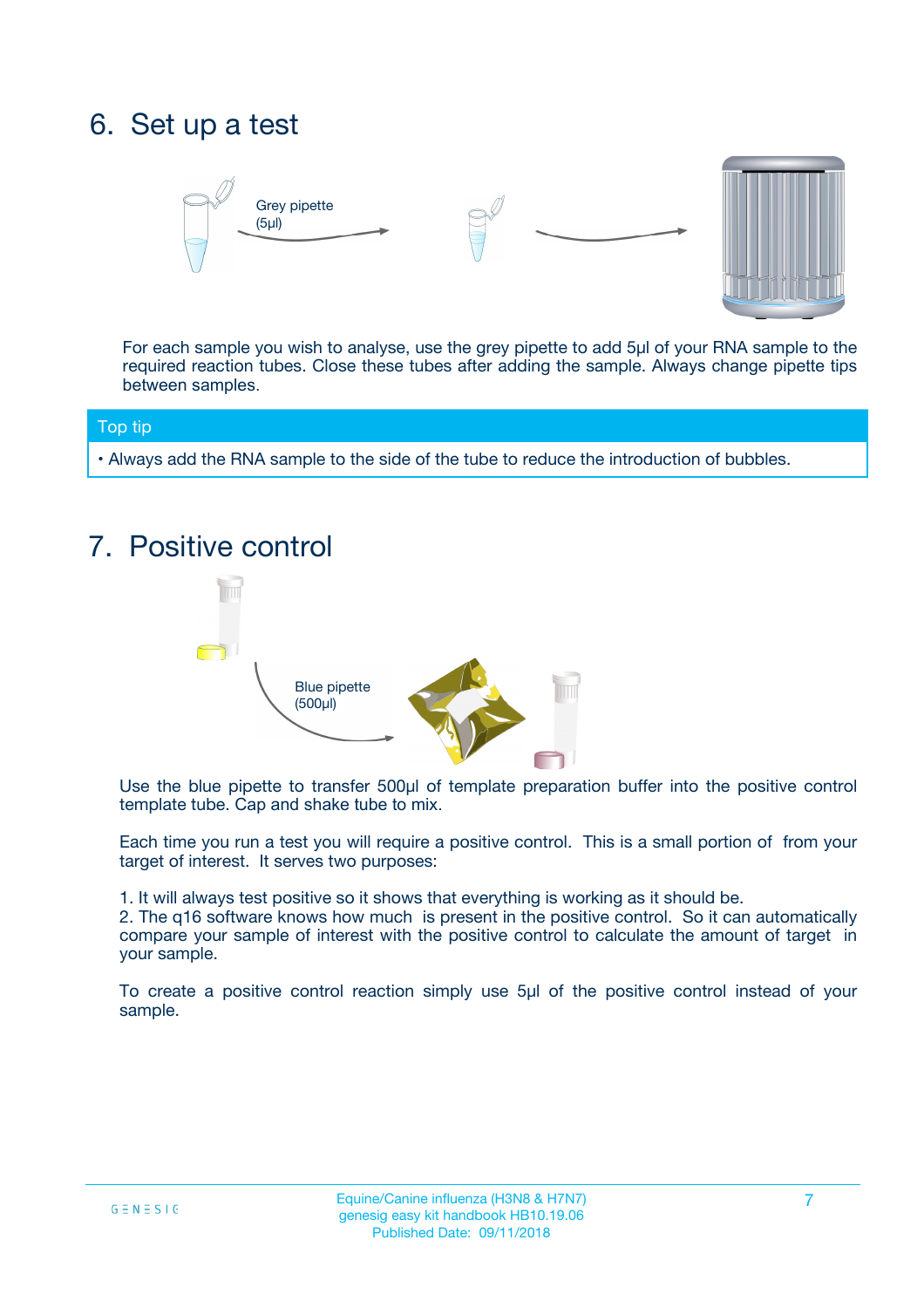# 6. Set up a test

Grey pipette (5µl)

For each sample you wish to analyse, use the grey pipette to add 5µl of your RNA sample to the required reaction tubes. Close these tubes after adding the sample. Always change pipette tips between samples.

**Top tip**

- Always add the RNA sample to the side of the tube to reduce the introduction of bubbles.

# 7. Positive control

Blue pipette (500µl)

Use the blue pipette to transfer 500µl of template preparation buffer into the positive control template tube. Cap and shake tube to mix.

Each time you run a test you will require a positive control. This is a small portion of from your target of interest. It serves two purposes:

1. It will always test positive so it shows that everything is working as it should be.
2. The q16 software knows how much is present in the positive control. So it can automatically compare your sample of interest with the positive control to calculate the amount of target in your sample.

To create a positive control reaction simply use 5µl of the positive control instead of your sample.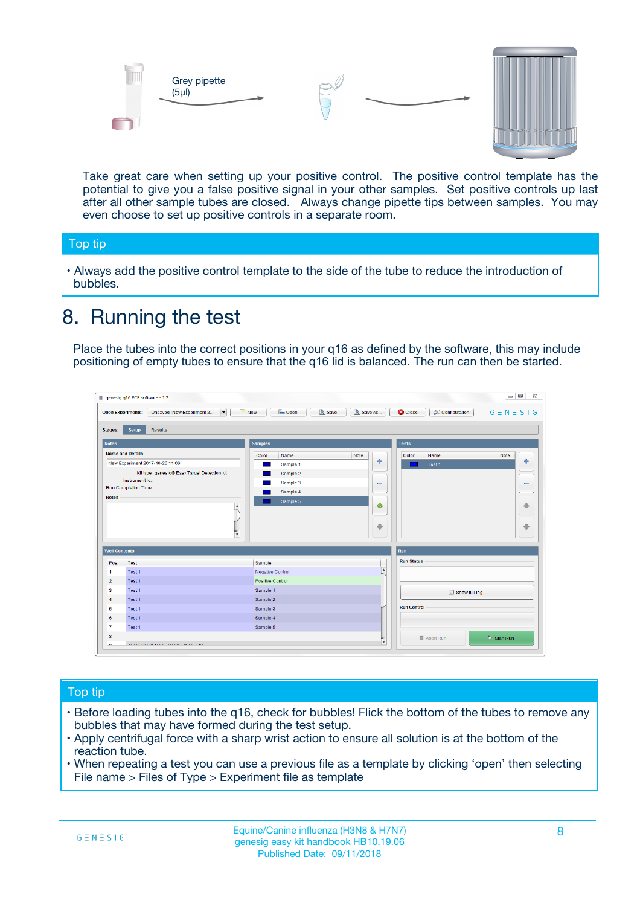Grey pipette (5µl)

Take great care when setting up your positive control. The positive control template has the potential to give you a false positive signal in your other samples. Set positive controls up last after all other sample tubes are closed. Always change pipette tips between samples. You may even choose to set up positive controls in a separate room.

## Top tip

- Always add the positive control template to the side of the tube to reduce the introduction of bubbles.

# 8. Running the test

Place the tubes into the correct positions in your q16 as defined by the software, this may include positioning of empty tubes to ensure that the q16 lid is balanced. The run can then be started.

## Top tip

- Before loading tubes into the q16, check for bubbles! Flick the bottom of the tubes to remove any bubbles that may have formed during the test setup.
- Apply centrifugal force with a sharp wrist action to ensure all solution is at the bottom of the reaction tube.
- When repeating a test you can use a previous file as a template by clicking 'open' then selecting File name > Files of Type > Experiment file as template

Equine/Canine influenza (H3N8 & H7N7)
genesig easy kit handbook HB10.19.06
Published Date: 09/11/2018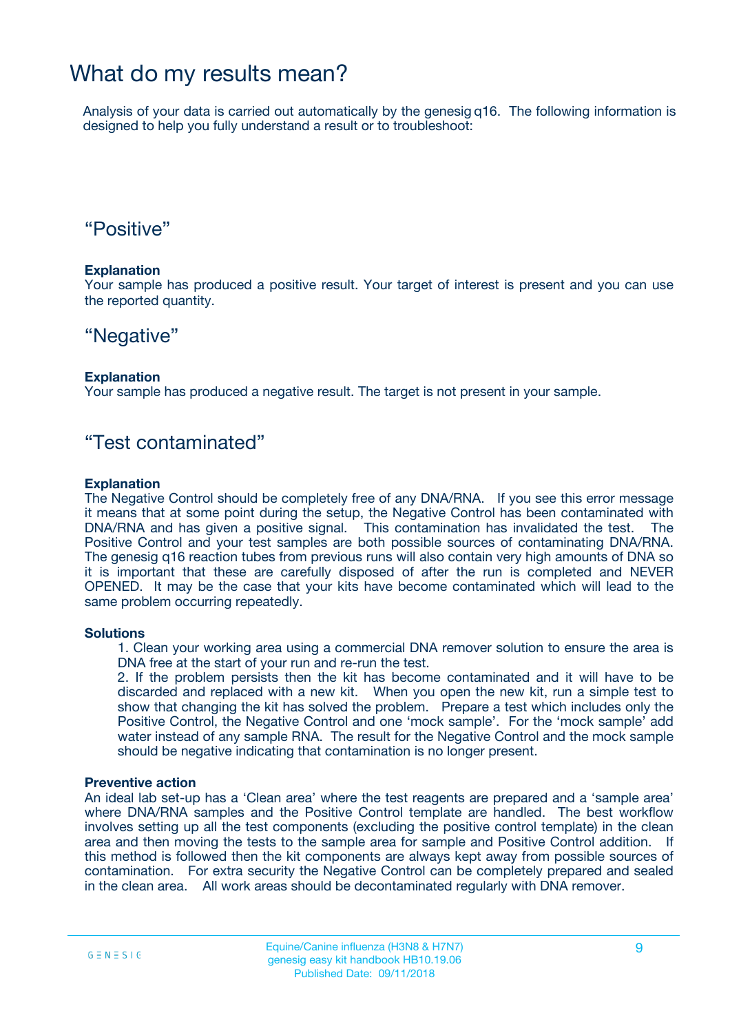# What do my results mean?

Analysis of your data is carried out automatically by the genesig q16. The following information is designed to help you fully understand a result or to troubleshoot:

## "Positive"

**Explanation**
Your sample has produced a positive result. Your target of interest is present and you can use the reported quantity.

## "Negative"

**Explanation**
Your sample has produced a negative result. The target is not present in your sample.

## "Test contaminated"

**Explanation**
The Negative Control should be completely free of any DNA/RNA. If you see this error message it means that at some point during the setup, the Negative Control has been contaminated with DNA/RNA and has given a positive signal. This contamination has invalidated the test. The Positive Control and your test samples are both possible sources of contaminating DNA/RNA. The genesig q16 reaction tubes from previous runs will also contain very high amounts of DNA so it is important that these are carefully disposed of after the run is completed and NEVER OPENED. It may be the case that your kits have become contaminated which will lead to the same problem occurring repeatedly.

**Solutions**

1. Clean your working area using a commercial DNA remover solution to ensure the area is DNA free at the start of your run and re-run the test.
2. If the problem persists then the kit has become contaminated and it will have to be discarded and replaced with a new kit. When you open the new kit, run a simple test to show that changing the kit has solved the problem. Prepare a test which includes only the Positive Control, the Negative Control and one 'mock sample'. For the 'mock sample' add water instead of any sample RNA. The result for the Negative Control and the mock sample should be negative indicating that contamination is no longer present.

**Preventive action**
An ideal lab set-up has a 'Clean area' where the test reagents are prepared and a 'sample area' where DNA/RNA samples and the Positive Control template are handled. The best workflow involves setting up all the test components (excluding the positive control template) in the clean area and then moving the tests to the sample area for sample and Positive Control addition. If this method is followed then the kit components are always kept away from possible sources of contamination. For extra security the Negative Control can be completely prepared and sealed in the clean area. All work areas should be decontaminated regularly with DNA remover.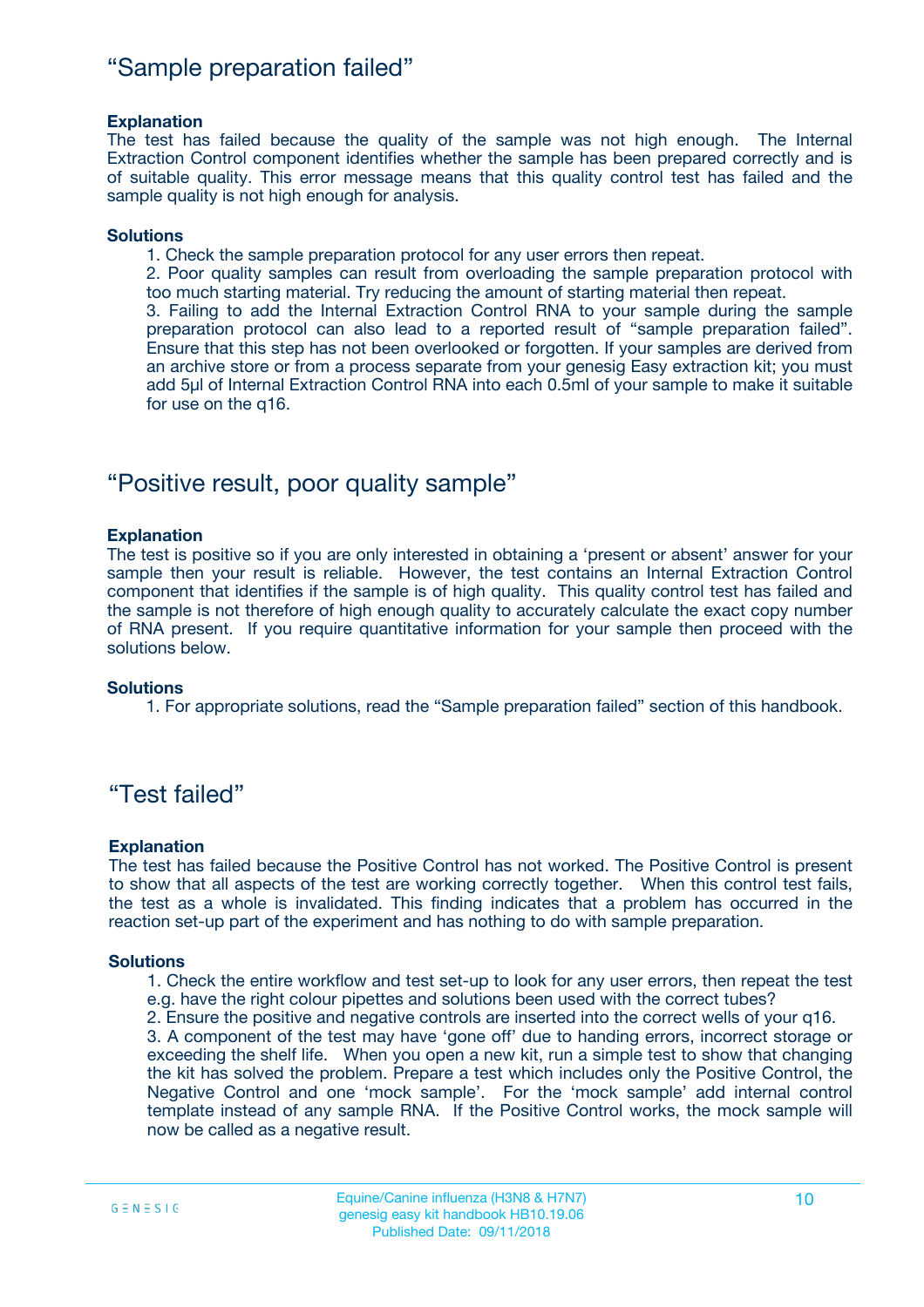## “Sample preparation failed”

**Explanation**

The test has failed because the quality of the sample was not high enough. The Internal Extraction Control component identifies whether the sample has been prepared correctly and is of suitable quality. This error message means that this quality control test has failed and the sample quality is not high enough for analysis.

**Solutions**

1. Check the sample preparation protocol for any user errors then repeat.
2. Poor quality samples can result from overloading the sample preparation protocol with too much starting material. Try reducing the amount of starting material then repeat.
3. Failing to add the Internal Extraction Control RNA to your sample during the sample preparation protocol can also lead to a reported result of “sample preparation failed”. Ensure that this step has not been overlooked or forgotten. If your samples are derived from an archive store or from a process separate from your genesig Easy extraction kit; you must add 5µl of Internal Extraction Control RNA into each 0.5ml of your sample to make it suitable for use on the q16.

## “Positive result, poor quality sample”

**Explanation**

The test is positive so if you are only interested in obtaining a ‘present or absent’ answer for your sample then your result is reliable. However, the test contains an Internal Extraction Control component that identifies if the sample is of high quality. This quality control test has failed and the sample is not therefore of high enough quality to accurately calculate the exact copy number of RNA present. If you require quantitative information for your sample then proceed with the solutions below.

**Solutions**

1. For appropriate solutions, read the “Sample preparation failed” section of this handbook.

## “Test failed”

**Explanation**

The test has failed because the Positive Control has not worked. The Positive Control is present to show that all aspects of the test are working correctly together. When this control test fails, the test as a whole is invalidated. This finding indicates that a problem has occurred in the reaction set-up part of the experiment and has nothing to do with sample preparation.

**Solutions**

1. Check the entire workflow and test set-up to look for any user errors, then repeat the test e.g. have the right colour pipettes and solutions been used with the correct tubes?
2. Ensure the positive and negative controls are inserted into the correct wells of your q16.
3. A component of the test may have ‘gone off’ due to handing errors, incorrect storage or exceeding the shelf life. When you open a new kit, run a simple test to show that changing the kit has solved the problem. Prepare a test which includes only the Positive Control, the Negative Control and one ‘mock sample’. For the ‘mock sample’ add internal control template instead of any sample RNA. If the Positive Control works, the mock sample will now be called as a negative result.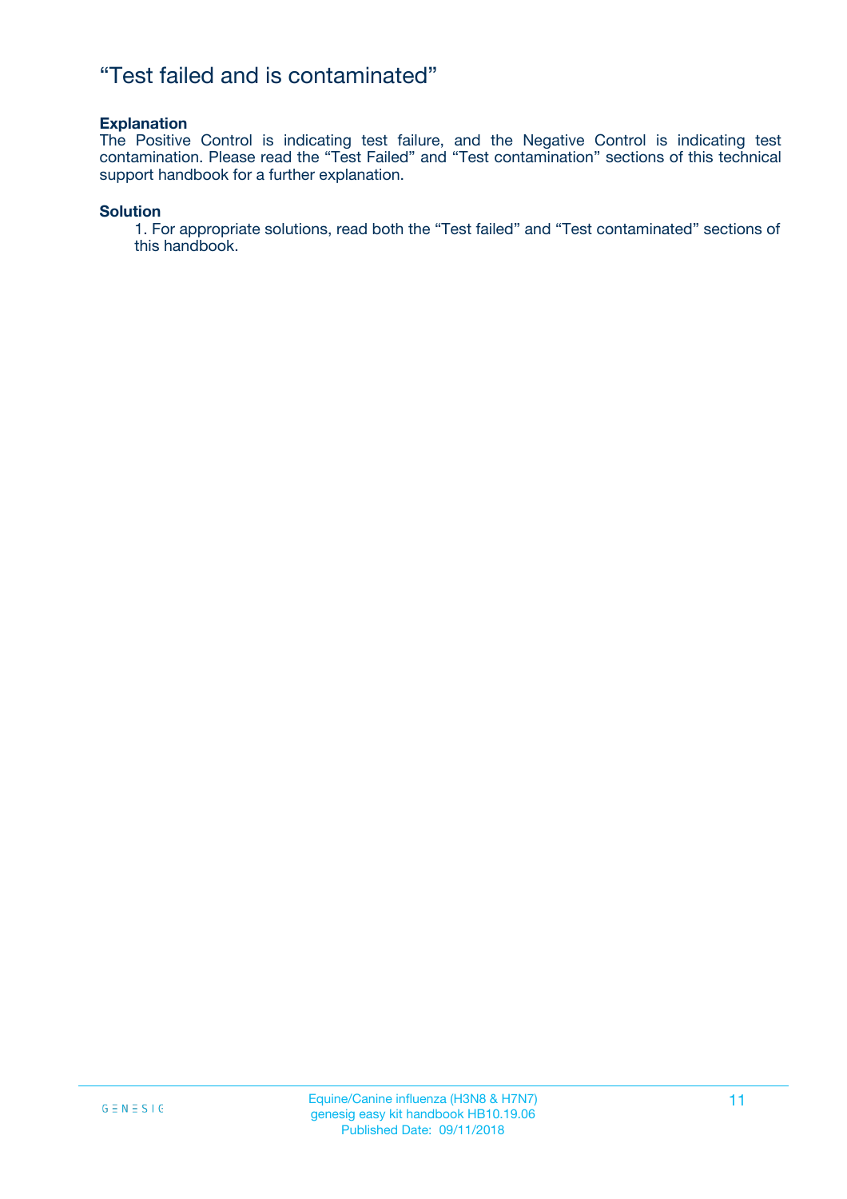# “Test failed and is contaminated”

**Explanation**

The Positive Control is indicating test failure, and the Negative Control is indicating test contamination. Please read the “Test Failed” and “Test contamination” sections of this technical support handbook for a further explanation.

**Solution**

1. For appropriate solutions, read both the “Test failed” and “Test contaminated” sections of this handbook.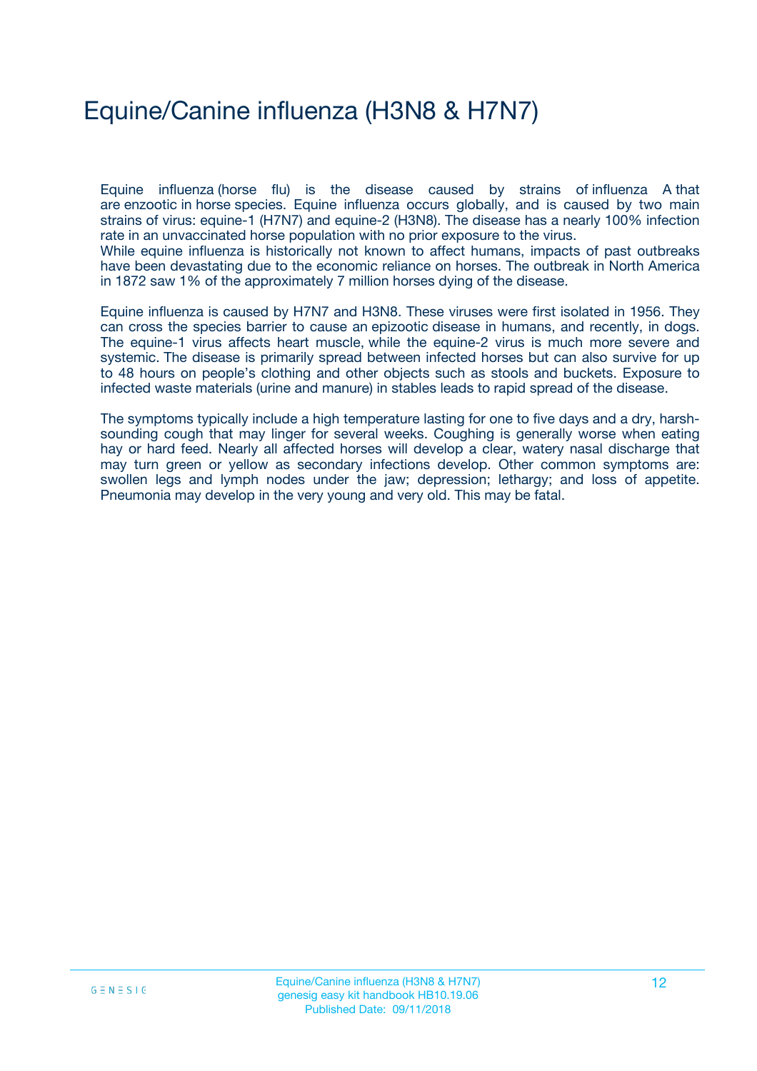# Equine/Canine influenza (H3N8 & H7N7)

Equine influenza (horse flu) is the disease caused by strains of influenza A that are enzootic in horse species. Equine influenza occurs globally, and is caused by two main strains of virus: equine-1 (H7N7) and equine-2 (H3N8). The disease has a nearly 100% infection rate in an unvaccinated horse population with no prior exposure to the virus.
While equine influenza is historically not known to affect humans, impacts of past outbreaks have been devastating due to the economic reliance on horses. The outbreak in North America in 1872 saw 1% of the approximately 7 million horses dying of the disease.

Equine influenza is caused by H7N7 and H3N8. These viruses were first isolated in 1956. They can cross the species barrier to cause an epizootic disease in humans, and recently, in dogs. The equine-1 virus affects heart muscle, while the equine-2 virus is much more severe and systemic. The disease is primarily spread between infected horses but can also survive for up to 48 hours on people's clothing and other objects such as stools and buckets. Exposure to infected waste materials (urine and manure) in stables leads to rapid spread of the disease.

The symptoms typically include a high temperature lasting for one to five days and a dry, harsh-sounding cough that may linger for several weeks. Coughing is generally worse when eating hay or hard feed. Nearly all affected horses will develop a clear, watery nasal discharge that may turn green or yellow as secondary infections develop. Other common symptoms are: swollen legs and lymph nodes under the jaw; depression; lethargy; and loss of appetite. Pneumonia may develop in the very young and very old. This may be fatal.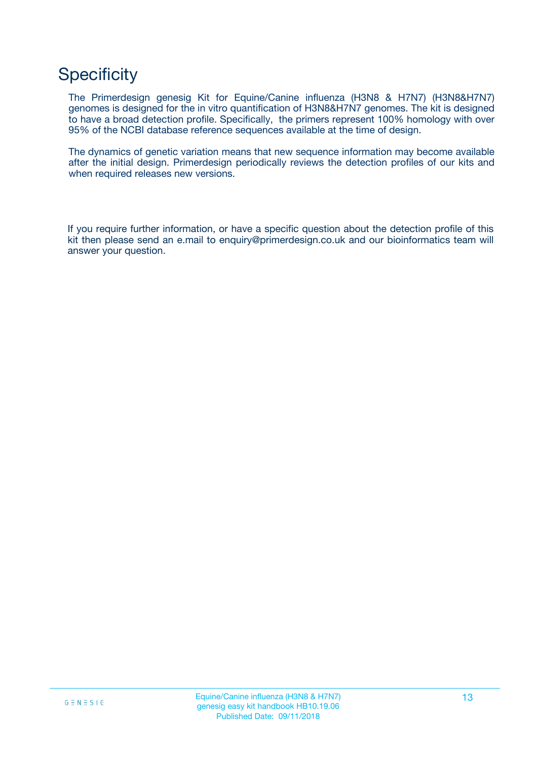# Specificity

The Primerdesign genesig Kit for Equine/Canine influenza (H3N8 & H7N7) (H3N8&H7N7) genomes is designed for the in vitro quantification of H3N8&H7N7 genomes. The kit is designed to have a broad detection profile. Specifically, the primers represent 100% homology with over 95% of the NCBI database reference sequences available at the time of design.

The dynamics of genetic variation means that new sequence information may become available after the initial design. Primerdesign periodically reviews the detection profiles of our kits and when required releases new versions.

If you require further information, or have a specific question about the detection profile of this kit then please send an e.mail to enquiry@primerdesign.co.uk and our bioinformatics team will answer your question.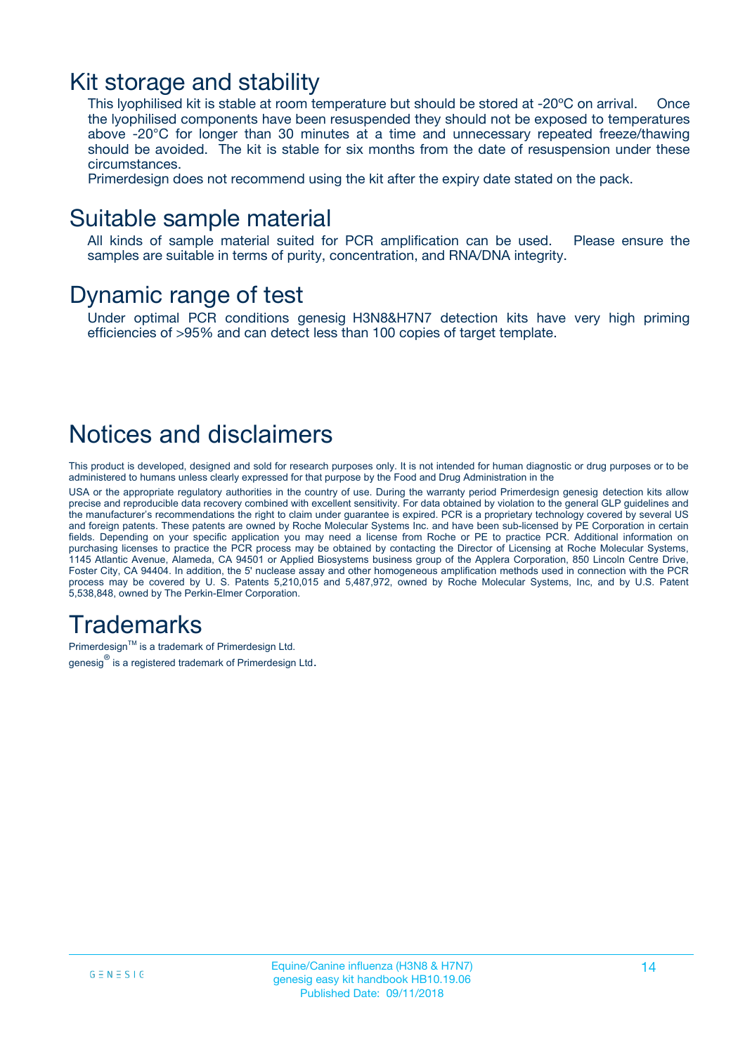## Kit storage and stability

This lyophilised kit is stable at room temperature but should be stored at -20ºC on arrival. Once the lyophilised components have been resuspended they should not be exposed to temperatures above -20°C for longer than 30 minutes at a time and unnecessary repeated freeze/thawing should be avoided. The kit is stable for six months from the date of resuspension under these circumstances.

Primerdesign does not recommend using the kit after the expiry date stated on the pack.

## Suitable sample material

All kinds of sample material suited for PCR amplification can be used. Please ensure the samples are suitable in terms of purity, concentration, and RNA/DNA integrity.

## Dynamic range of test

Under optimal PCR conditions genesig H3N8&H7N7 detection kits have very high priming efficiencies of >95% and can detect less than 100 copies of target template.

# Notices and disclaimers

This product is developed, designed and sold for research purposes only. It is not intended for human diagnostic or drug purposes or to be administered to humans unless clearly expressed for that purpose by the Food and Drug Administration in the

USA or the appropriate regulatory authorities in the country of use. During the warranty period Primerdesign genesig detection kits allow precise and reproducible data recovery combined with excellent sensitivity. For data obtained by violation to the general GLP guidelines and the manufacturer's recommendations the right to claim under guarantee is expired. PCR is a proprietary technology covered by several US and foreign patents. These patents are owned by Roche Molecular Systems Inc. and have been sub-licensed by PE Corporation in certain fields. Depending on your specific application you may need a license from Roche or PE to practice PCR. Additional information on purchasing licenses to practice the PCR process may be obtained by contacting the Director of Licensing at Roche Molecular Systems, 1145 Atlantic Avenue, Alameda, CA 94501 or Applied Biosystems business group of the Applera Corporation, 850 Lincoln Centre Drive, Foster City, CA 94404. In addition, the 5' nuclease assay and other homogeneous amplification methods used in connection with the PCR process may be covered by U. S. Patents 5,210,015 and 5,487,972, owned by Roche Molecular Systems, Inc, and by U.S. Patent 5,538,848, owned by The Perkin-Elmer Corporation.

# Trademarks

Primerdesign™ is a trademark of Primerdesign Ltd.

genesig® is a registered trademark of Primerdesign Ltd.